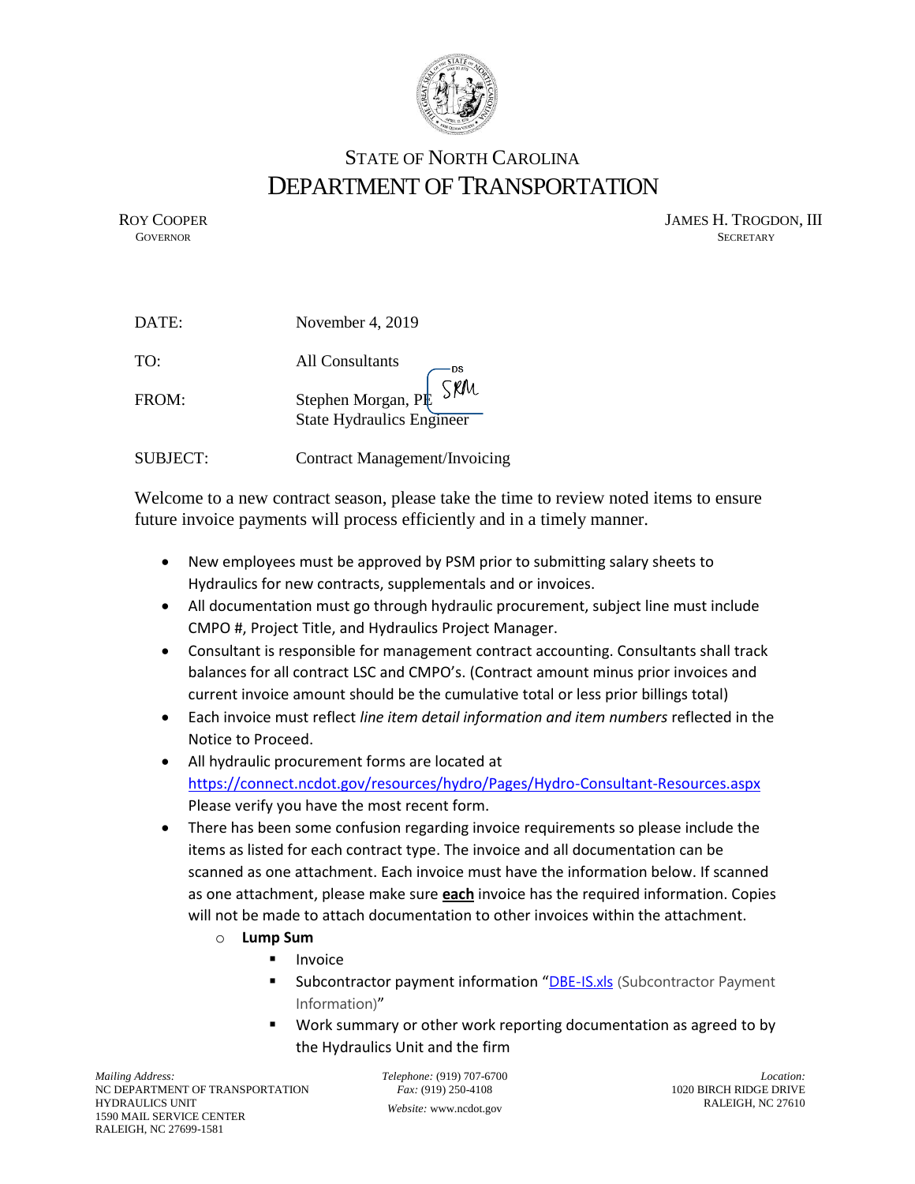# STATE OF NORTH CAROLINA
# DEPARTMENT OF TRANSPORTATION

ROY COOPER
GOVERNOR

JAMES H. TROGDON, III
SECRETARY

| | |
|---|---|
| DATE: | November 4, 2019 |
| TO: | All Consultants |
| FROM: | Stephen Morgan, PE SRM<br>State Hydraulics Engineer |
| SUBJECT: | Contract Management/Invoicing |

Welcome to a new contract season, please take the time to review noted items to ensure future invoice payments will process efficiently and in a timely manner.

- New employees must be approved by PSM prior to submitting salary sheets to Hydraulics for new contracts, supplementals and or invoices.
- All documentation must go through hydraulic procurement, subject line must include CMPO #, Project Title, and Hydraulics Project Manager.
- Consultant is responsible for management contract accounting. Consultants shall track balances for all contract LSC and CMPO's. (Contract amount minus prior invoices and current invoice amount should be the cumulative total or less prior billings total)
- Each invoice must reflect *line item detail information and item numbers* reflected in the Notice to Proceed.
- All hydraulic procurement forms are located at https://connect.ncdot.gov/resources/hydro/Pages/Hydro-Consultant-Resources.aspx Please verify you have the most recent form.
- There has been some confusion regarding invoice requirements so please include the items as listed for each contract type. The invoice and all documentation can be scanned as one attachment. Each invoice must have the information below. If scanned as one attachment, please make sure **each** invoice has the required information. Copies will not be made to attach documentation to other invoices within the attachment.
  - **Lump Sum**
    - Invoice
    - Subcontractor payment information "DBE-IS.xls (Subcontractor Payment Information)"
    - Work summary or other work reporting documentation as agreed to by the Hydraulics Unit and the firm

*Mailing Address:*
NC DEPARTMENT OF TRANSPORTATION
HYDRAULICS UNIT
1590 MAIL SERVICE CENTER
RALEIGH, NC 27699-1581

*Telephone:* (919) 707-6700
*Fax:* (919) 250-4108
*Website:* www.ncdot.gov

*Location:*
1020 BIRCH RIDGE DRIVE
RALEIGH, NC 27610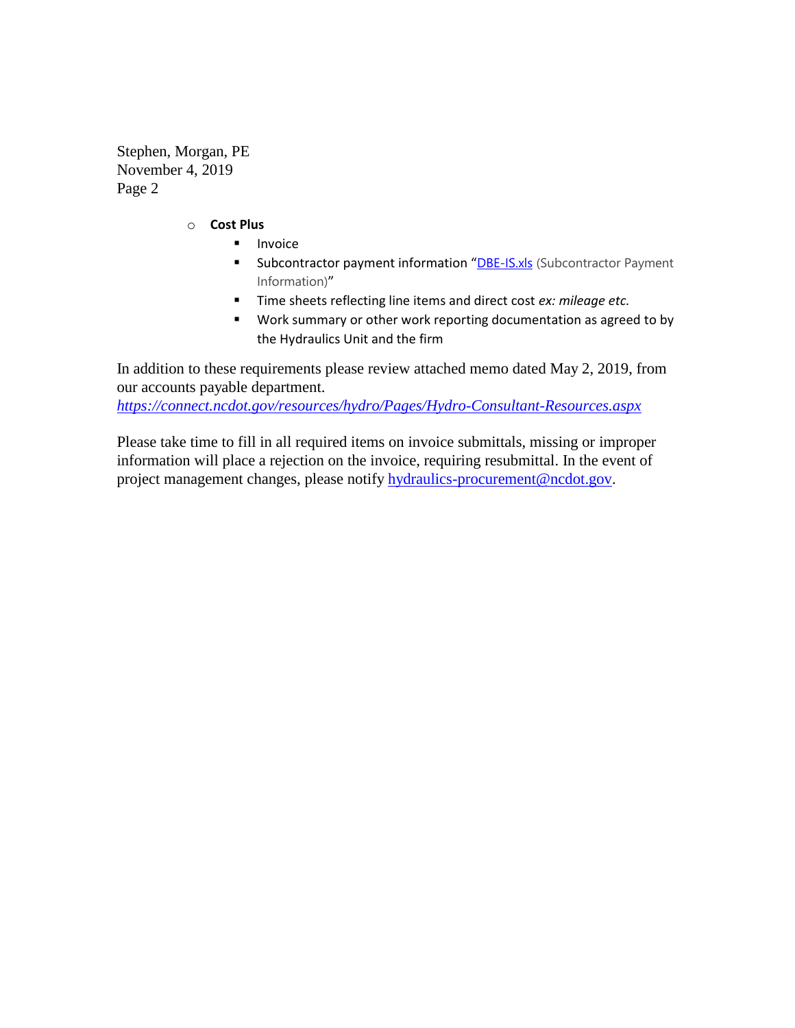- **Cost Plus**
  - Invoice
  - Subcontractor payment information "DBE-IS.xls (Subcontractor Payment Information)"
  - Time sheets reflecting line items and direct cost *ex: mileage etc.*
  - Work summary or other work reporting documentation as agreed to by the Hydraulics Unit and the firm

In addition to these requirements please review attached memo dated May 2, 2019, from our accounts payable department.
*https://connect.ncdot.gov/resources/hydro/Pages/Hydro-Consultant-Resources.aspx*

Please take time to fill in all required items on invoice submittals, missing or improper information will place a rejection on the invoice, requiring resubmittal. In the event of project management changes, please notify hydraulics-procurement@ncdot.gov.